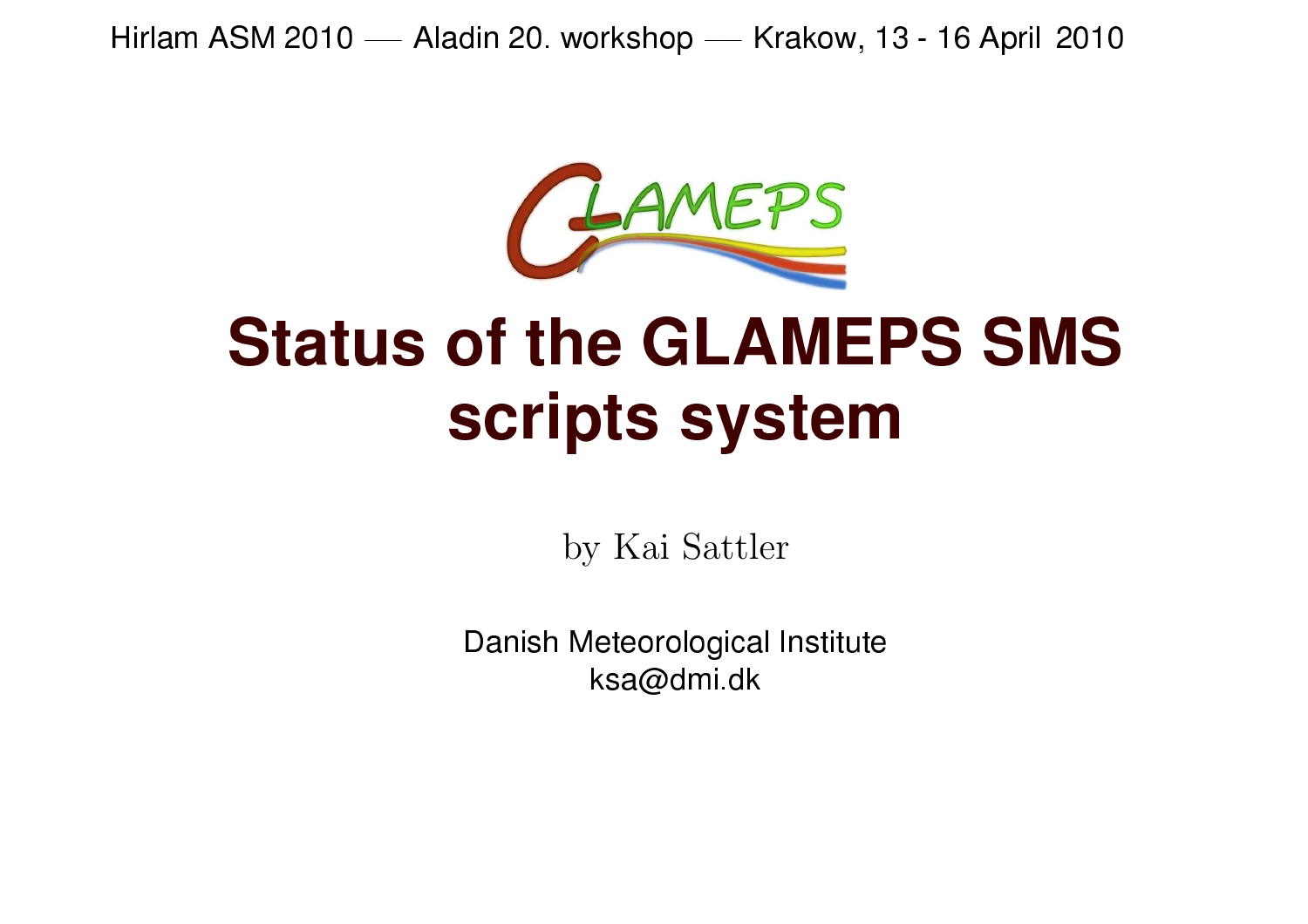Hirlam ASM 2010 — Aladin 20. workshop — Krakow, 13 - 16 April 2010

GLAMEPS

# Status of the GLAMEPS SMS scripts system

by Kai Sattler

Danish Meteorological Institute
ksa@dmi.dk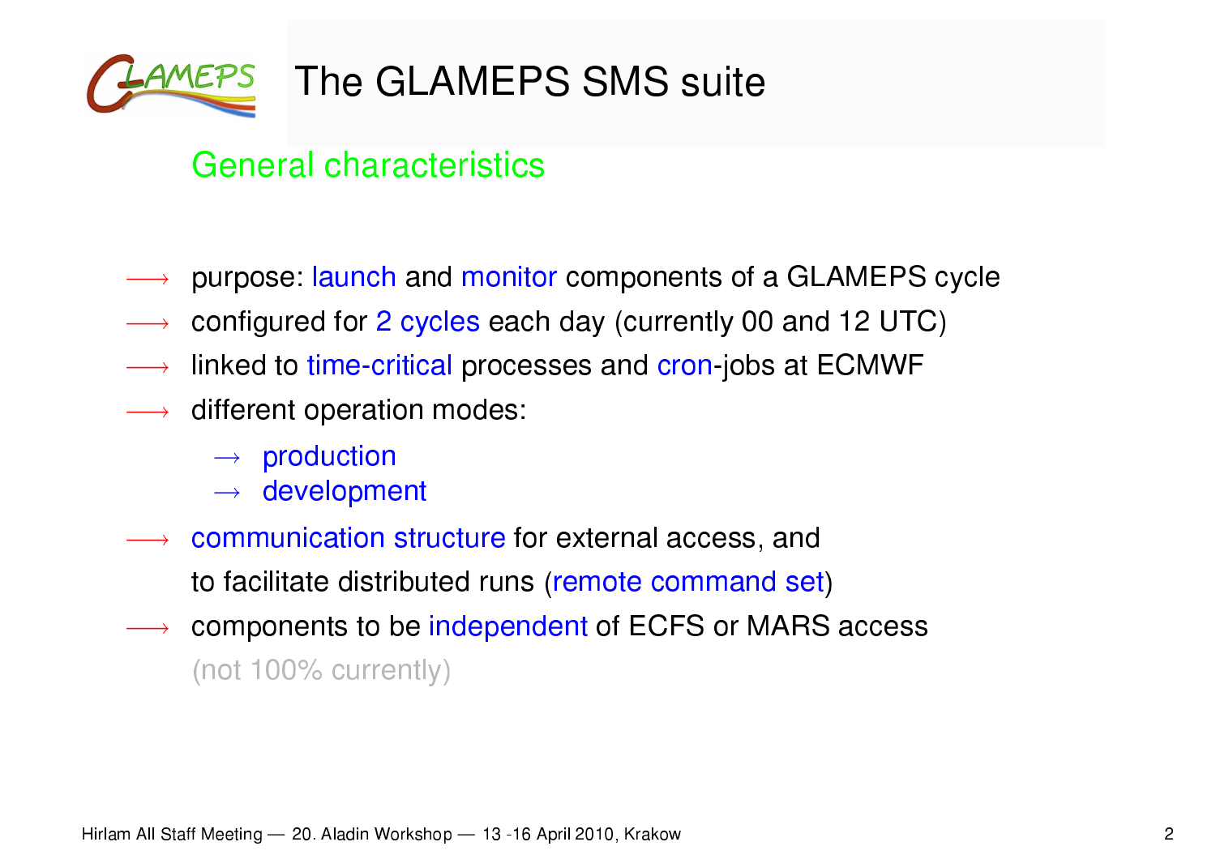# The GLAMEPS SMS suite

## General characteristics

- purpose: launch and monitor components of a GLAMEPS cycle
- configured for 2 cycles each day (currently 00 and 12 UTC)
- linked to time-critical processes and cron-jobs at ECMWF
- different operation modes:
  - production
  - development
- communication structure for external access, and to facilitate distributed runs (remote command set)
- components to be independent of ECFS or MARS access (not 100% currently)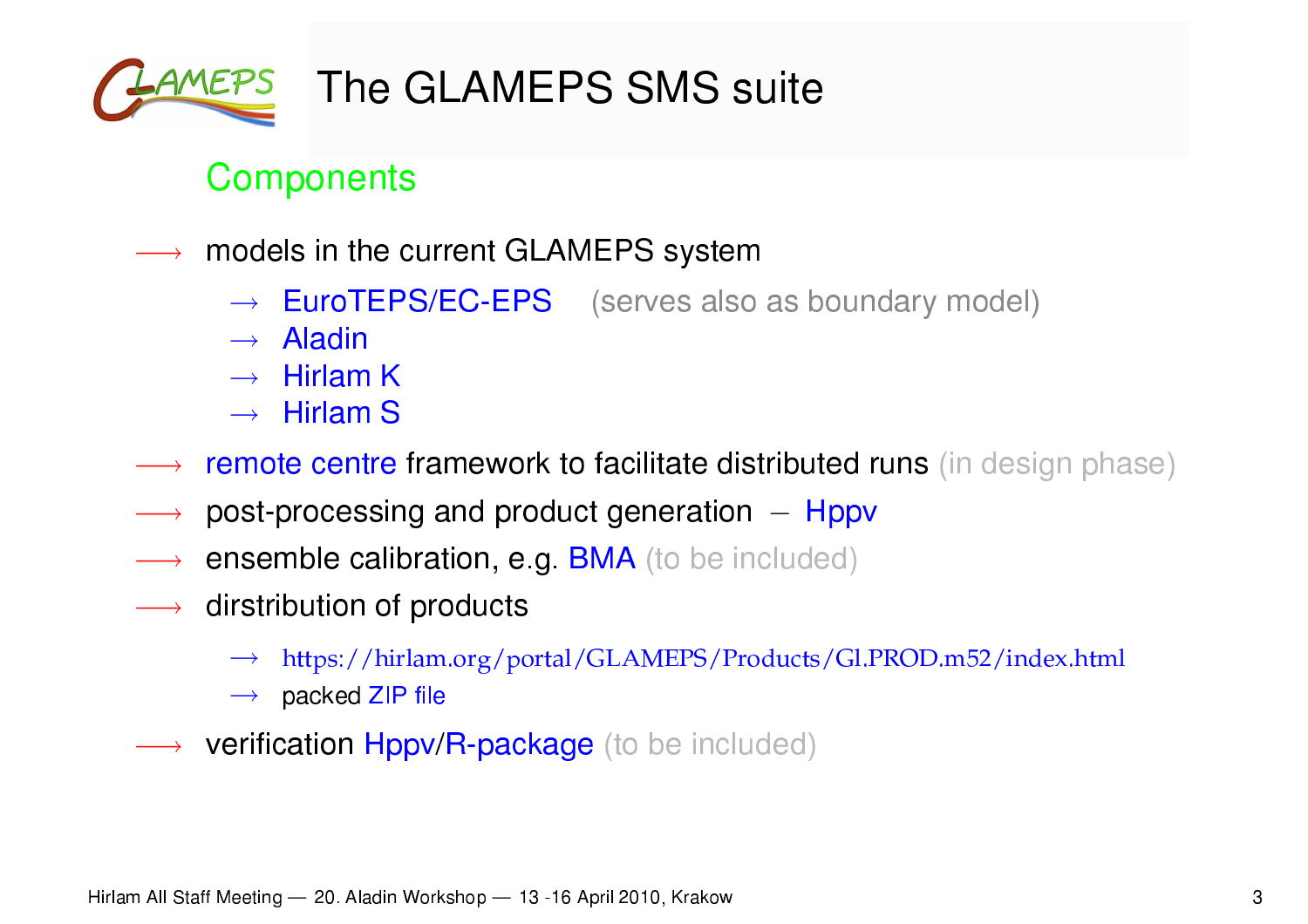# The GLAMEPS SMS suite

## Components

- models in the current GLAMEPS system
  - EuroTEPS/EC-EPS (serves also as boundary model)
  - Aladin
  - Hirlam K
  - Hirlam S
- remote centre framework to facilitate distributed runs (in design phase)
- post-processing and product generation – Hppv
- ensemble calibration, e.g. BMA (to be included)
- dirstribution of products
  - https://hirlam.org/portal/GLAMEPS/Products/Gl.PROD.m52/index.html
  - packed ZIP file
- verification Hppv/R-package (to be included)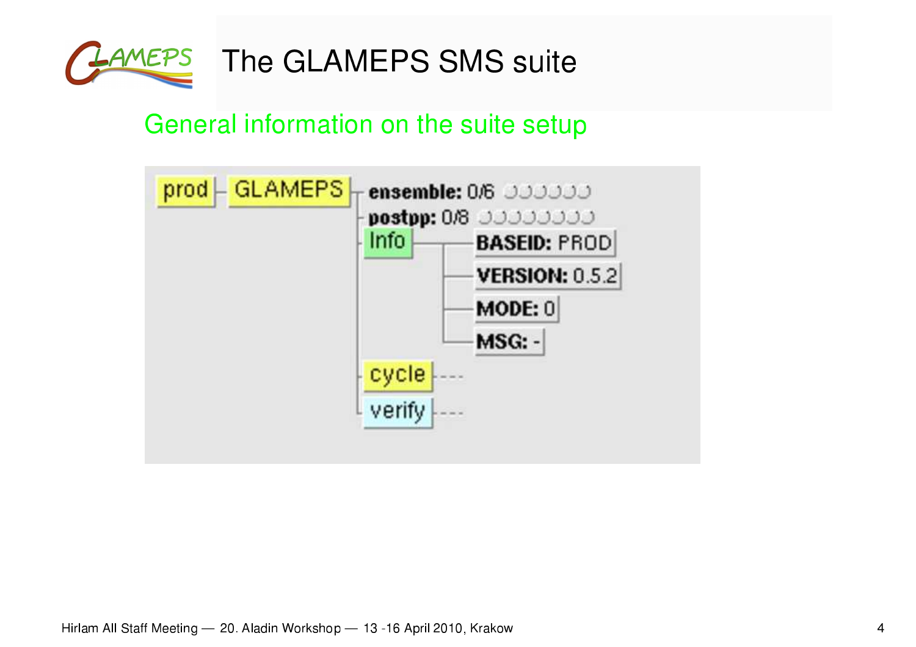# The GLAMEPS SMS suite

## General information on the suite setup

```
prod ─ GLAMEPS ┬ ensemble: 0/6
               ├ postpp: 0/8
               ├ Info ──┬ BASEID: PROD
               │        ├ VERSION: 0.5.2
               │        ├ MODE: 0
               │        └ MSG: -
               ├ cycle ---
               └ verify ---
```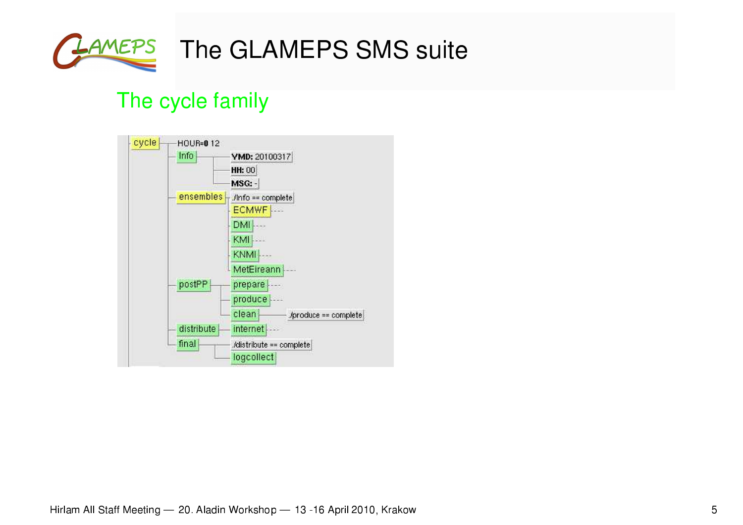# The GLAMEPS SMS suite

## The cycle family

```
cycle ── HOUR=0 12
  ├── Info ──────── YMD: 20100317
  │                 HH: 00
  │                 MSG: -
  ├── ensembles ─── ./Info == complete
  │                 ├── ECMWF
  │                 ├── DMI
  │                 ├── KMI
  │                 ├── KNMI
  │                 └── MetEireann
  ├── postPP ────── ├── prepare
  │                 ├── produce
  │                 └── clean ──── ./produce == complete
  ├── distribute ── internet
  └── final ─────── ./distribute == complete
                    └── logcollect
```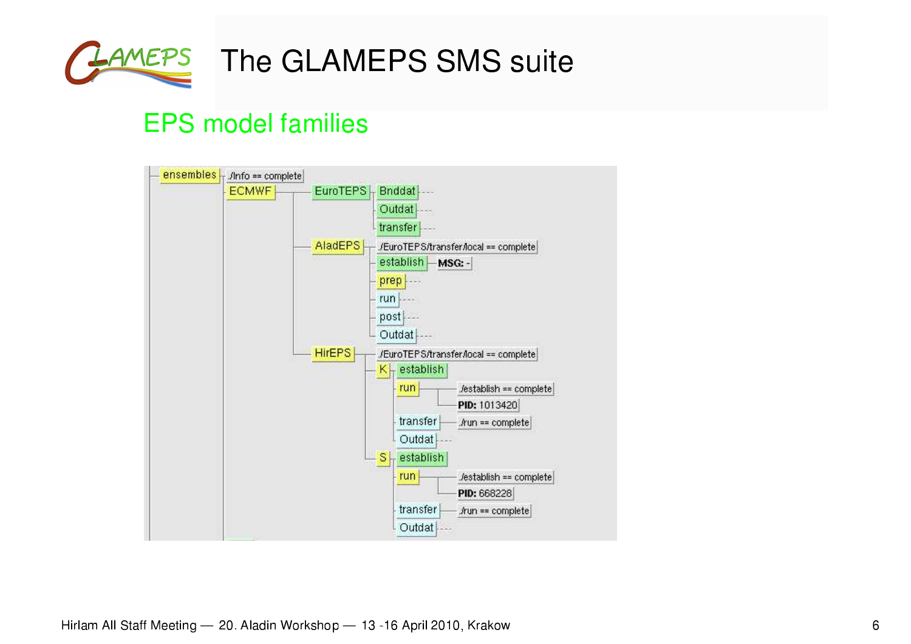# The GLAMEPS SMS suite

## EPS model families

```
ensembles ── ./Info == complete
   ECMWF ──── EuroTEPS ─┬ Bnddat ----
                        ├ Outdat ----
                        └ transfer ----
           ── AladEPS ──┬ ./EuroTEPS/transfer/local == complete
                        ├ establish ── MSG: -
                        ├ prep ----
                        ├ run ----
                        ├ post ----
                        └ Outdat ----
           ── HirEPS ───┬ ./EuroTEPS/transfer/local == complete
                        ├ K ─┬ establish
                        │    ├ run ──────┬ ./establish == complete
                        │    │           └ PID: 1013420
                        │    ├ transfer ── ./run == complete
                        │    └ Outdat ----
                        └ S ─┬ establish
                             ├ run ──────┬ ./establish == complete
                             │           └ PID: 668228
                             ├ transfer ── ./run == complete
                             └ Outdat ----
```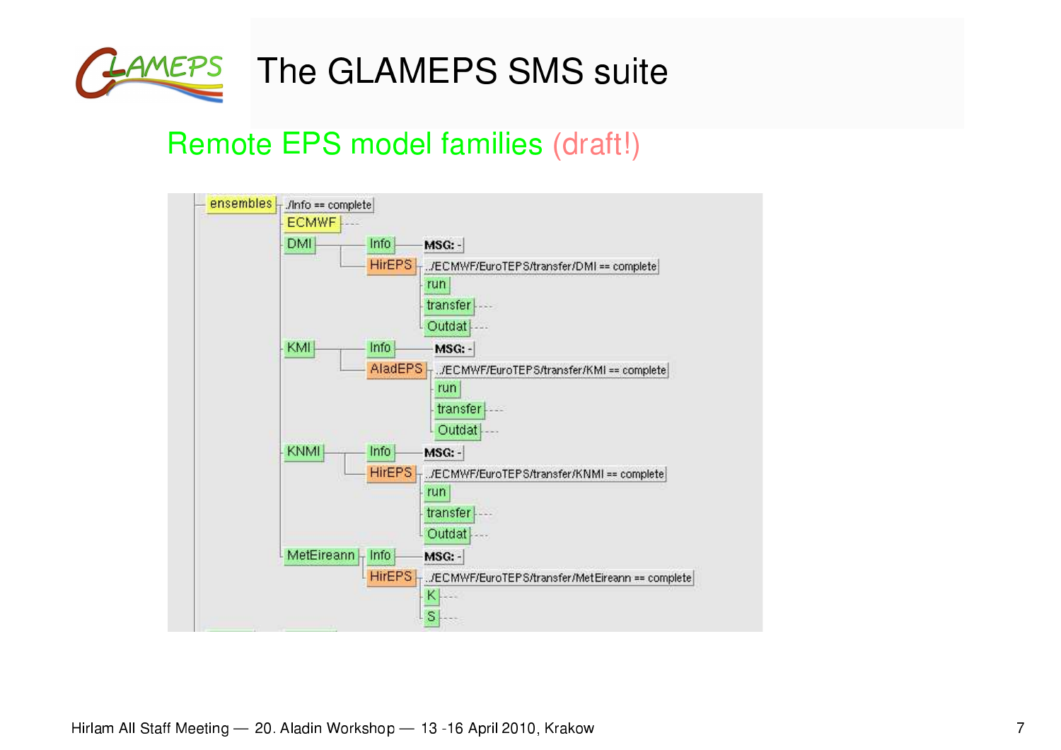# The GLAMEPS SMS suite

## Remote EPS model families (draft!)

```
ensembles ── ./Info == complete
  ├─ ECMWF ---
  ├─ DMI ──── Info ──── MSG: -
  │        └─ HirEPS ── ../ECMWF/EuroTEPS/transfer/DMI == complete
  │                   ├─ run
  │                   ├─ transfer ---
  │                   └─ Outdat ---
  ├─ KMI ──── Info ──── MSG: -
  │        └─ AladEPS ── ../ECMWF/EuroTEPS/transfer/KMI == complete
  │                   ├─ run
  │                   ├─ transfer ---
  │                   └─ Outdat ---
  ├─ KNMI ─── Info ──── MSG: -
  │        └─ HirEPS ── ../ECMWF/EuroTEPS/transfer/KNMI == complete
  │                   ├─ run
  │                   ├─ transfer ---
  │                   └─ Outdat ---
  └─ MetEireann ─ Info ── MSG: -
               └─ HirEPS ── ../ECMWF/EuroTEPS/transfer/MetEireann == complete
                         ├─ K ---
                         └─ S ---
```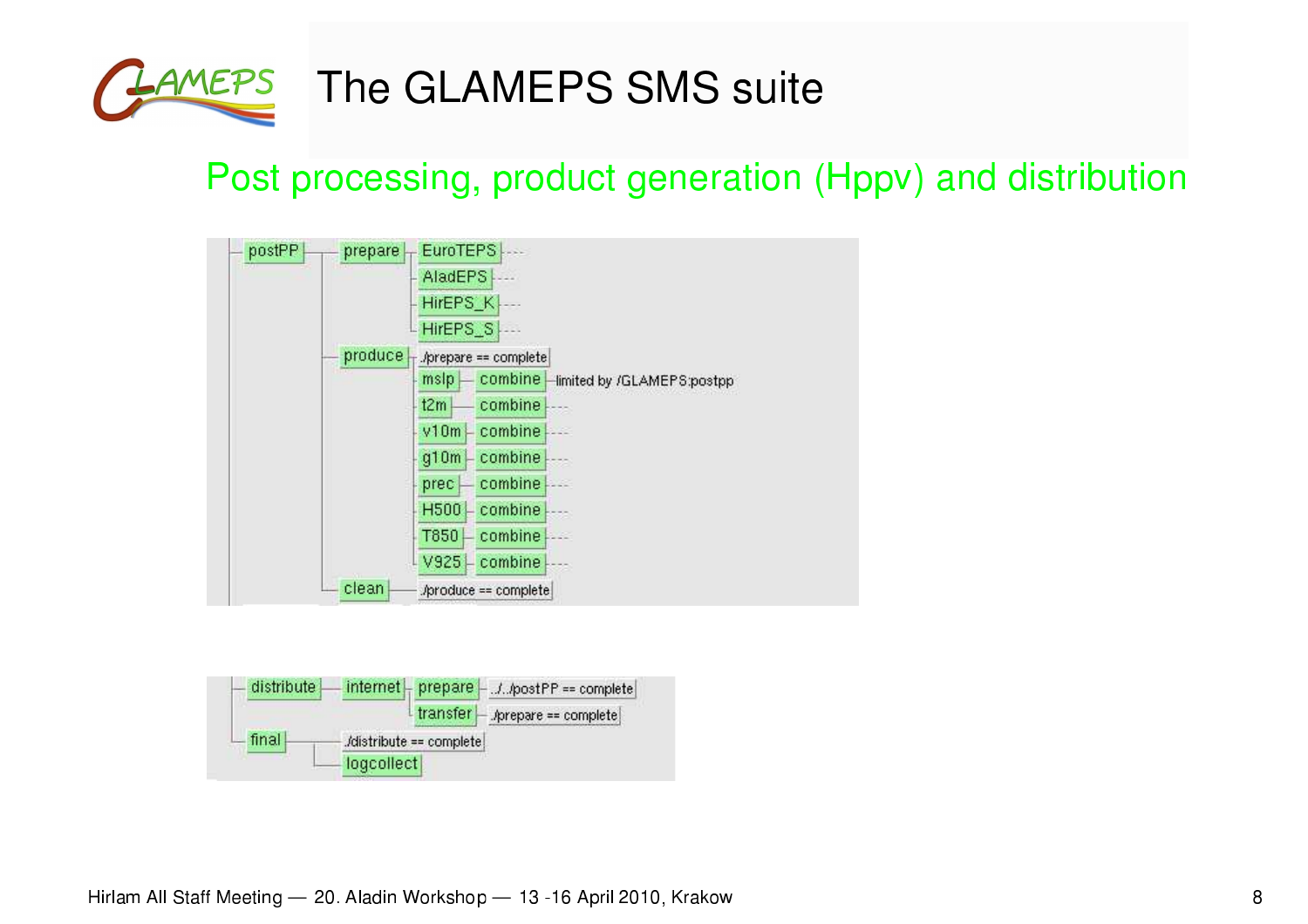# The GLAMEPS SMS suite

## Post processing, product generation (Hppv) and distribution

```
postPP ── prepare ── EuroTEPS ----
                   ├ AladEPS ----
                   ├ HirEPS_K ----
                   └ HirEPS_S ----
        ├ produce ── ./prepare == complete
                   ├ mslp ── combine ── limited by /GLAMEPS:postpp
                   ├ t2m ── combine ----
                   ├ v10m ── combine ----
                   ├ g10m ── combine ----
                   ├ prec ── combine ----
                   ├ H500 ── combine ----
                   ├ T850 ── combine ----
                   └ V925 ── combine ----
        └ clean ── ./produce == complete
```

```
distribute ── internet ── prepare ── ../../postPP == complete
                         └ transfer ── ./prepare == complete
final ── ./distribute == complete
      └ logcollect
```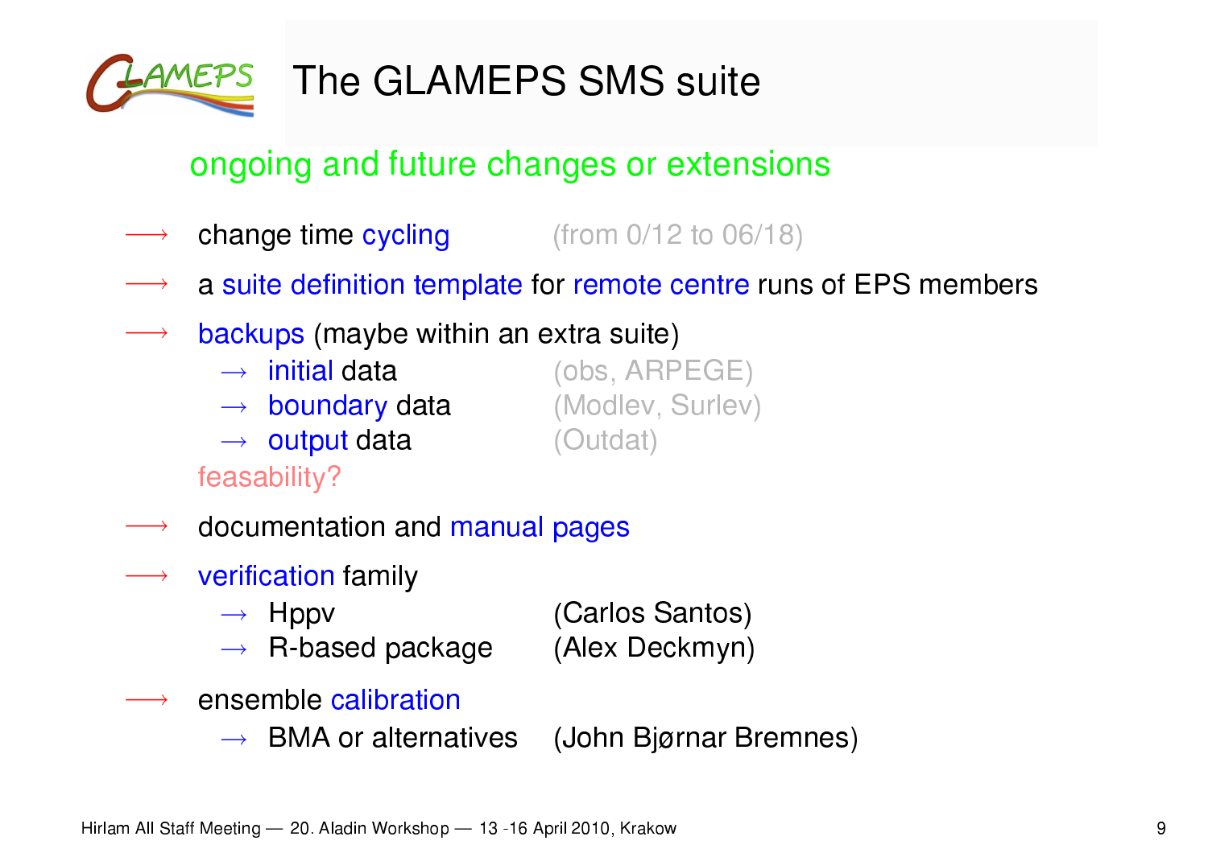# The GLAMEPS SMS suite

## ongoing and future changes or extensions

- change time cycling (from 0/12 to 06/18)
- a suite definition template for remote centre runs of EPS members
- backups (maybe within an extra suite)
  - initial data (obs, ARPEGE)
  - boundary data (Modlev, Surlev)
  - output data (Outdat)

  feasability?
- documentation and manual pages
- verification family
  - Hppv (Carlos Santos)
  - R-based package (Alex Deckmyn)
- ensemble calibration
  - BMA or alternatives (John Bjørnar Bremnes)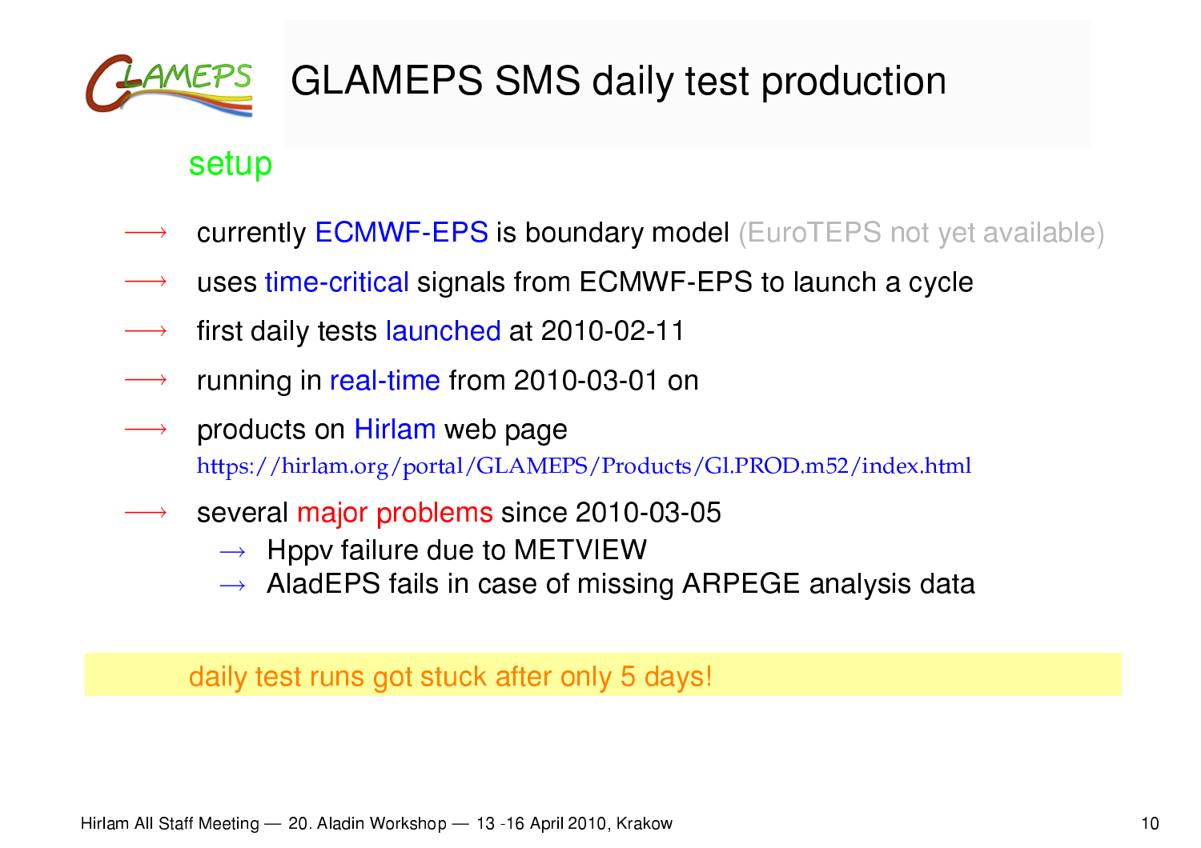# GLAMEPS SMS daily test production

## setup

- currently ECMWF-EPS is boundary model (EuroTEPS not yet available)
- uses time-critical signals from ECMWF-EPS to launch a cycle
- first daily tests launched at 2010-02-11
- running in real-time from 2010-03-01 on
- products on Hirlam web page
  https://hirlam.org/portal/GLAMEPS/Products/Gl.PROD.m52/index.html
- several major problems since 2010-03-05
  - Hppv failure due to METVIEW
  - AladEPS fails in case of missing ARPEGE analysis data

daily test runs got stuck after only 5 days!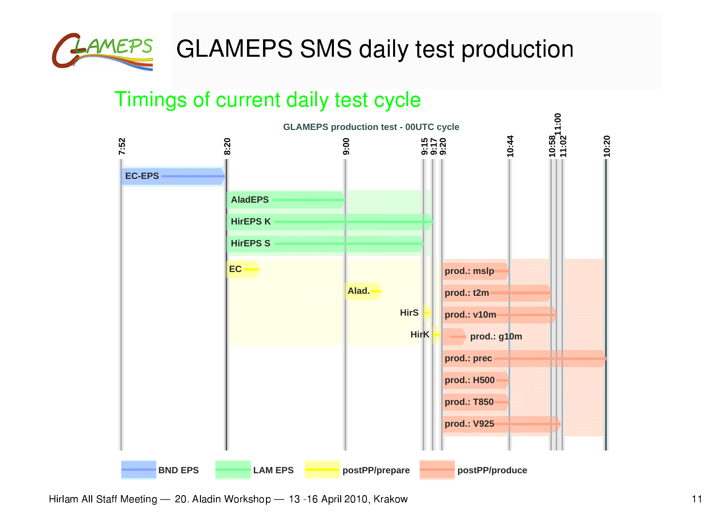# GLAMEPS SMS daily test production

## Timings of current daily test cycle

GLAMEPS production test - 00UTC cycle

7:52 8:20 9:00 9:15 9:17 9:20 10:44 10:58 11:00 11:02 10:20

EC-EPS

AladEPS

HirEPS K

HirEPS S

EC

Alad.

HirS

HirK

prod.: mslp

prod.: t2m

prod.: v10m

prod.: g10m

prod.: prec

prod.: H500

prod.: T850

prod.: V925

BND EPS LAM EPS postPP/prepare postPP/produce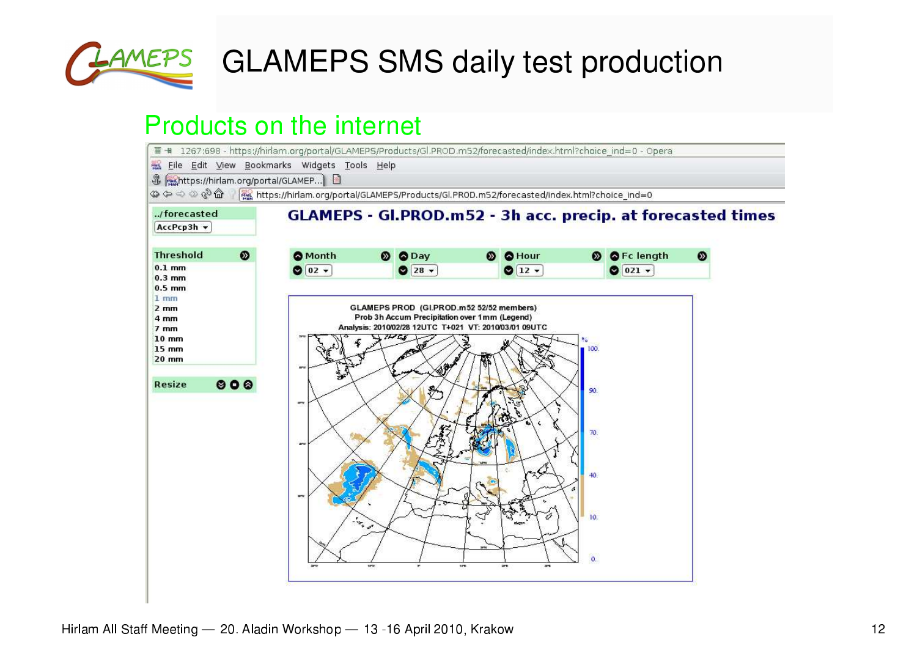# GLAMEPS SMS daily test production

## Products on the internet

1267:698 - https://hirlam.org/portal/GLAMEPS/Products/Gl.PROD.m52/forecasted/index.html?choice_ind=0 - Opera

File Edit View Bookmarks Widgets Tools Help

https://hirlam.org/portal/GLAMEPS/Products/Gl.PROD.m52/forecasted/index.html?choice_ind=0

../forecasted

AccPcp3h

**GLAMEPS - Gl.PROD.m52 - 3h acc. precip. at forecasted times**

Threshold
- 0.1 mm
- 0.3 mm
- 0.5 mm
- 1 mm
- 2 mm
- 4 mm
- 7 mm
- 10 mm
- 15 mm
- 20 mm

Resize

| Month | Day | Hour | Fc length |
|---|---|---|---|
| 02 | 28 | 12 | 021 |

GLAMEPS PROD (Gl.PROD.m52 52/52 members)
Prob 3h Accum Precipitation over 1mm (Legend)
Analysis: 2010/02/28 12UTC T+021 VT: 2010/03/01 09UTC

% 100. 90. 70. 40. 10. 0.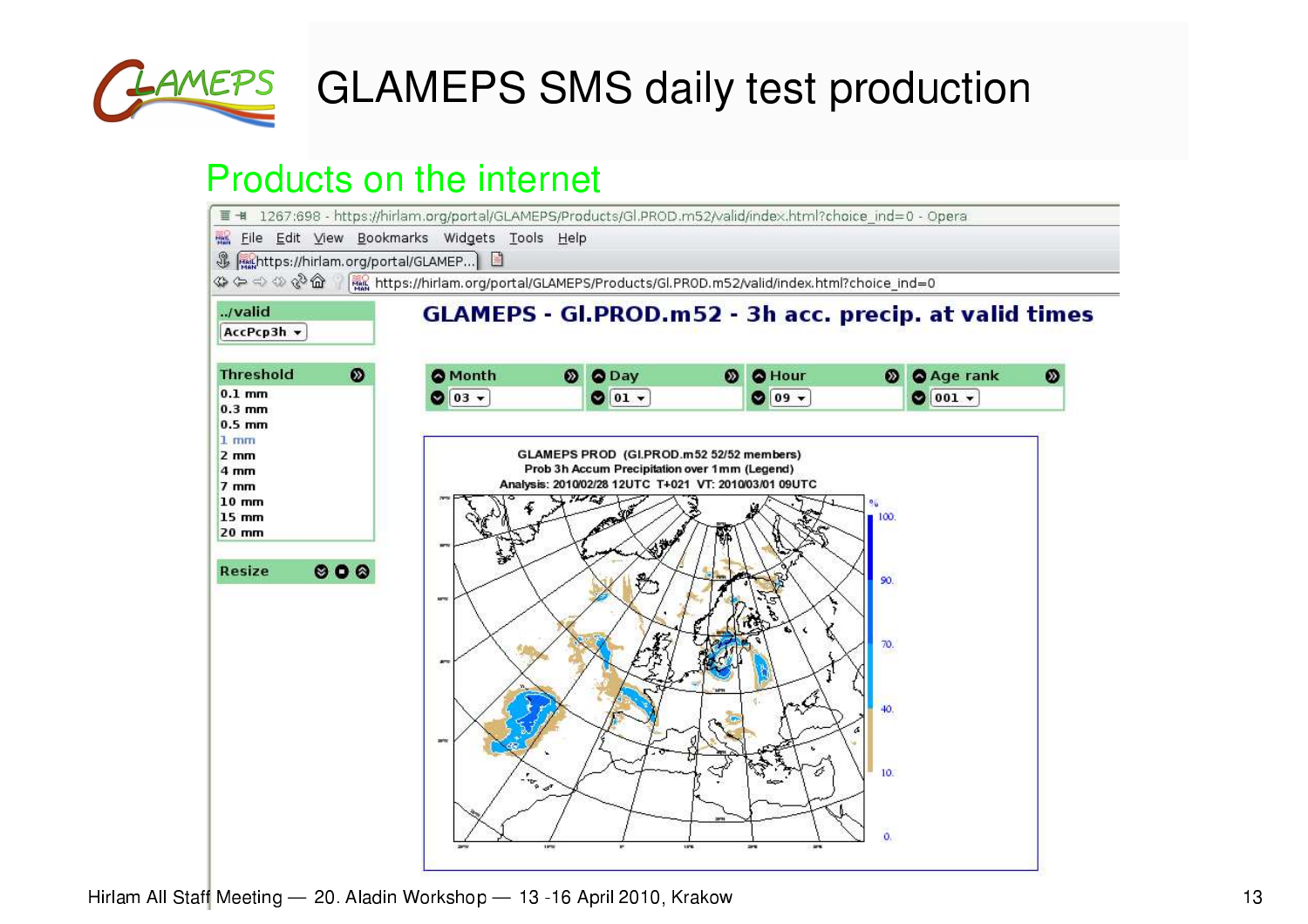# GLAMEPS SMS daily test production

## Products on the internet

1267:698 - https://hirlam.org/portal/GLAMEPS/Products/Gl.PROD.m52/valid/index.html?choice_ind=0 - Opera

File Edit View Bookmarks Widgets Tools Help

https://hirlam.org/portal/GLAMEPS/Products/Gl.PROD.m52/valid/index.html?choice_ind=0

../valid

AccPcp3h

Threshold

0.1 mm
0.3 mm
0.5 mm
1 mm
2 mm
4 mm
7 mm
10 mm
15 mm
20 mm

Resize

**GLAMEPS - Gl.PROD.m52 - 3h acc. precip. at valid times**

Month 03 | Day 01 | Hour 09 | Age rank 001

GLAMEPS PROD (Gl.PROD.m52 52/52 members)
Prob 3h Accum Precipitation over 1mm (Legend)
Analysis: 2010/02/28 12UTC T+021 VT: 2010/03/01 09UTC

%
100.
90.
70.
40.
10.
0.